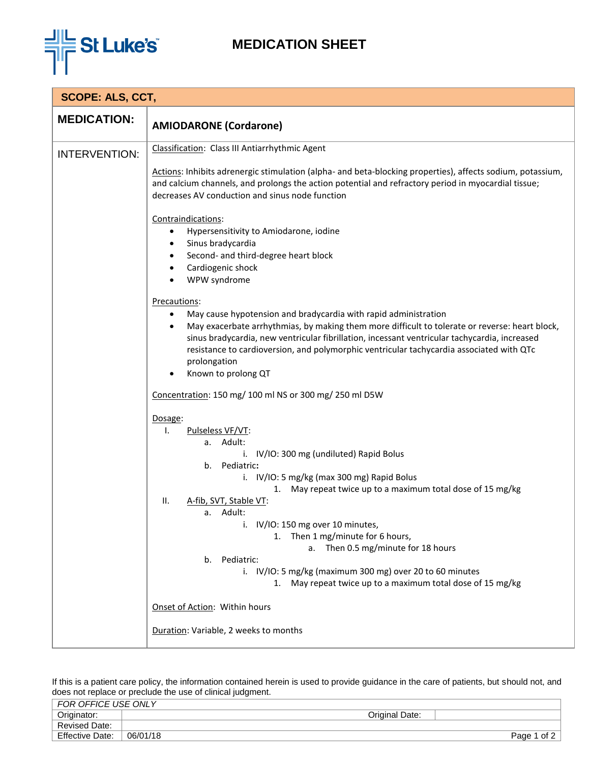# MEDICATION SHEET

**SCOPE: ALS, CCT,**

**MEDICATION:** **AMIODARONE (Cordarone)**

**INTERVENTION:**

Classification: Class III Antiarrhythmic Agent

Actions: Inhibits adrenergic stimulation (alpha- and beta-blocking properties), affects sodium, potassium, and calcium channels, and prolongs the action potential and refractory period in myocardial tissue; decreases AV conduction and sinus node function

Contraindications:

- Hypersensitivity to Amiodarone, iodine
- Sinus bradycardia
- Second- and third-degree heart block
- Cardiogenic shock
- WPW syndrome

Precautions:

- May cause hypotension and bradycardia with rapid administration
- May exacerbate arrhythmias, by making them more difficult to tolerate or reverse: heart block, sinus bradycardia, new ventricular fibrillation, incessant ventricular tachycardia, increased resistance to cardioversion, and polymorphic ventricular tachycardia associated with QTc prolongation
- Known to prolong QT

Concentration: 150 mg/ 100 ml NS or 300 mg/ 250 ml D5W

Dosage:

I. Pulseless VF/VT:
   a. Adult:
      i. IV/IO: 300 mg (undiluted) Rapid Bolus
   b. Pediatric**:**
      i. IV/IO: 5 mg/kg (max 300 mg) Rapid Bolus
         1. May repeat twice up to a maximum total dose of 15 mg/kg

II. A-fib, SVT, Stable VT:
   a. Adult:
      i. IV/IO: 150 mg over 10 minutes,
         1. Then 1 mg/minute for 6 hours,
            a. Then 0.5 mg/minute for 18 hours
   b. Pediatric:
      i. IV/IO: 5 mg/kg (maximum 300 mg) over 20 to 60 minutes
         1. May repeat twice up to a maximum total dose of 15 mg/kg

Onset of Action: Within hours

Duration: Variable, 2 weeks to months

If this is a patient care policy, the information contained herein is used to provide guidance in the care of patients, but should not, and does not replace or preclude the use of clinical judgment.

| *FOR OFFICE USE ONLY* | | | |
|---|---|---|---|
| Originator: | | Original Date: | |
| Revised Date: | | | |
| Effective Date: | 06/01/18 | | |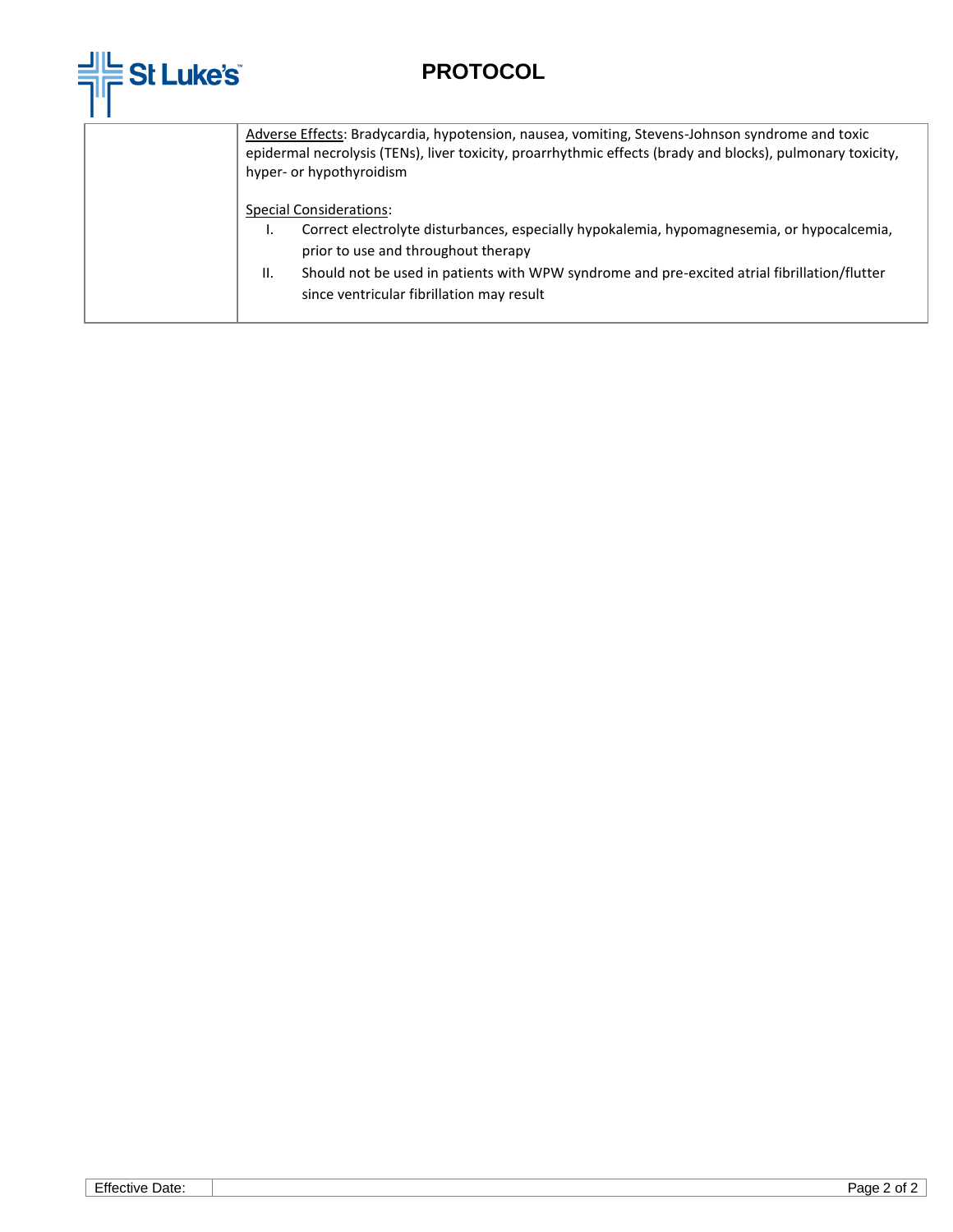| | |
|---|---|
| | Adverse Effects: Bradycardia, hypotension, nausea, vomiting, Stevens-Johnson syndrome and toxic epidermal necrolysis (TENs), liver toxicity, proarrhythmic effects (brady and blocks), pulmonary toxicity, hyper- or hypothyroidism<br><br>Special Considerations:<br>I. Correct electrolyte disturbances, especially hypokalemia, hypomagnesemia, or hypocalcemia, prior to use and throughout therapy<br>II. Should not be used in patients with WPW syndrome and pre-excited atrial fibrillation/flutter since ventricular fibrillation may result |